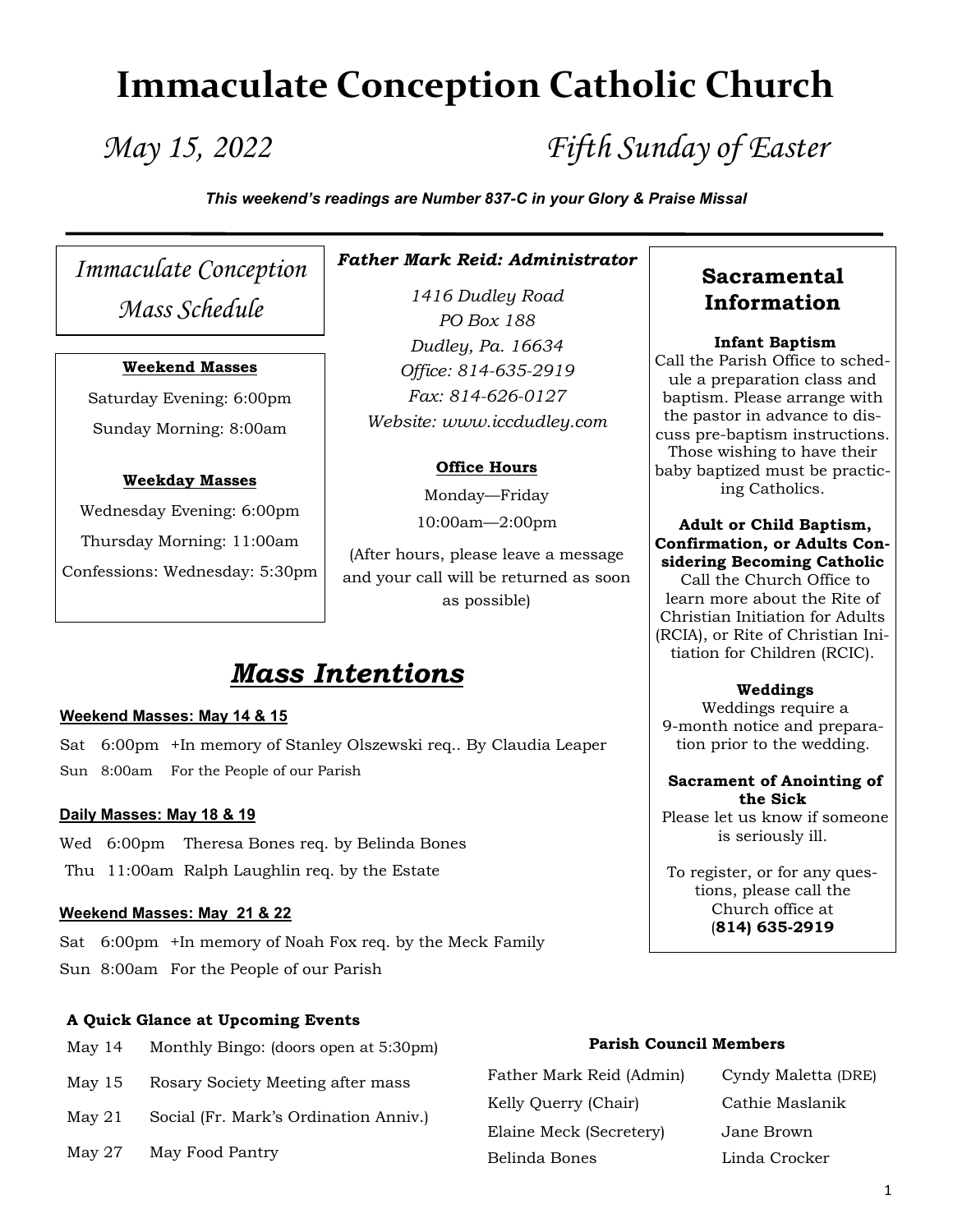# Immaculate Conception Catholic Church

*May 15, 2022* *Fifth Sunday of Easter*

***This weekend's readings are Number 837-C in your Glory & Praise Missal***

---

## *Immaculate Conception Mass Schedule*

**Weekend Masses**

Saturday Evening: 6:00pm

Sunday Morning: 8:00am

**Weekday Masses**

Wednesday Evening: 6:00pm

Thursday Morning: 11:00am

Confessions: Wednesday: 5:30pm

***Father Mark Reid: Administrator***

*1416 Dudley Road*
*PO Box 188*
*Dudley, Pa. 16634*
*Office: 814-635-2919*
*Fax: 814-626-0127*
*Website: www.iccdudley.com*

**Office Hours**

Monday—Friday

10:00am—2:00pm

(After hours, please leave a message and your call will be returned as soon as possible)

## Sacramental Information

**Infant Baptism**
Call the Parish Office to schedule a preparation class and baptism. Please arrange with the pastor in advance to discuss pre-baptism instructions. Those wishing to have their baby baptized must be practicing Catholics.

**Adult or Child Baptism, Confirmation, or Adults Considering Becoming Catholic**
Call the Church Office to learn more about the Rite of Christian Initiation for Adults (RCIA), or Rite of Christian Initiation for Children (RCIC).

**Weddings**
Weddings require a 9-month notice and preparation prior to the wedding.

**Sacrament of Anointing of the Sick**
Please let us know if someone is seriously ill.

To register, or for any questions, please call the Church office at (**814) 635-2919**

## *Mass Intentions*

**Weekend Masses: May 14 & 15**

Sat 6:00pm +In memory of Stanley Olszewski req.. By Claudia Leaper
Sun 8:00am For the People of our Parish

**Daily Masses: May 18 & 19**

Wed 6:00pm Theresa Bones req. by Belinda Bones
Thu 11:00am Ralph Laughlin req. by the Estate

**Weekend Masses: May 21 & 22**

Sat 6:00pm +In memory of Noah Fox req. by the Meck Family
Sun 8:00am For the People of our Parish

**A Quick Glance at Upcoming Events**

| | |
|---|---|
| May 14 | Monthly Bingo: (doors open at 5:30pm) |
| May 15 | Rosary Society Meeting after mass |
| May 21 | Social (Fr. Mark's Ordination Anniv.) |
| May 27 | May Food Pantry |

**Parish Council Members**

| | |
|---|---|
| Father Mark Reid (Admin) | Cyndy Maletta (DRE) |
| Kelly Querry (Chair) | Cathie Maslanik |
| Elaine Meck (Secretery) | Jane Brown |
| Belinda Bones | Linda Crocker |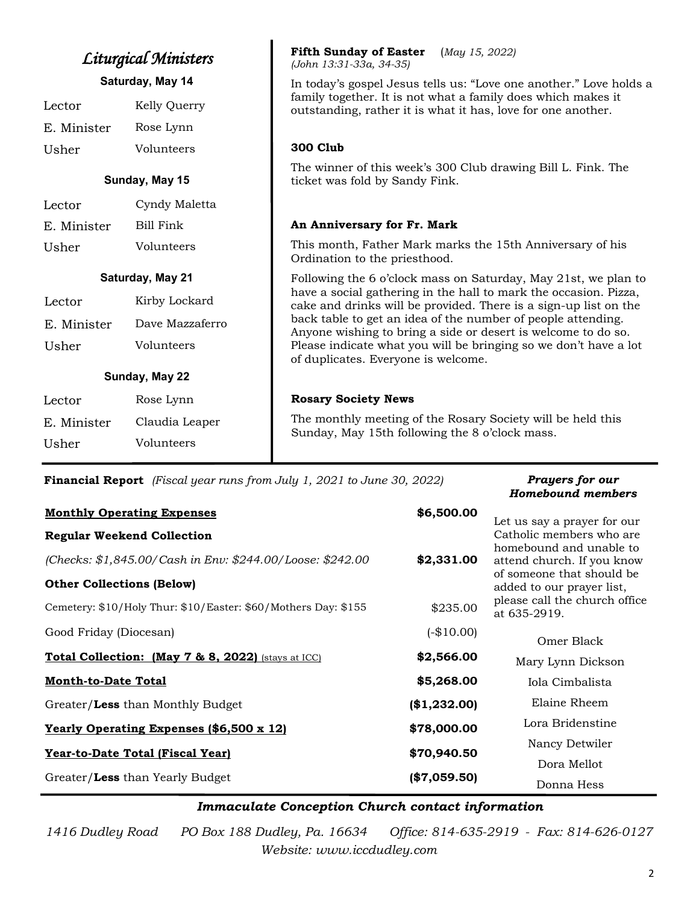## Liturgical Ministers

**Saturday, May 14**

| | |
|---|---|
| Lector | Kelly Querry |
| E. Minister | Rose Lynn |
| Usher | Volunteers |

**Sunday, May 15**

| | |
|---|---|
| Lector | Cyndy Maletta |
| E. Minister | Bill Fink |
| Usher | Volunteers |

**Saturday, May 21**

| | |
|---|---|
| Lector | Kirby Lockard |
| E. Minister | Dave Mazzaferro |
| Usher | Volunteers |

**Sunday, May 22**

| | |
|---|---|
| Lector | Rose Lynn |
| E. Minister | Claudia Leaper |
| Usher | Volunteers |

**Fifth Sunday of Easter** (*May 15, 2022*)
*(John 13:31-33a, 34-35)*

In today's gospel Jesus tells us: "Love one another." Love holds a family together. It is not what a family does which makes it outstanding, rather it is what it has, love for one another.

**300 Club**

The winner of this week's 300 Club drawing Bill L. Fink. The ticket was fold by Sandy Fink.

**An Anniversary for Fr. Mark**

This month, Father Mark marks the 15th Anniversary of his Ordination to the priesthood.

Following the 6 o'clock mass on Saturday, May 21st, we plan to have a social gathering in the hall to mark the occasion. Pizza, cake and drinks will be provided. There is a sign-up list on the back table to get an idea of the number of people attending. Anyone wishing to bring a side or desert is welcome to do so. Please indicate what you will be bringing so we don't have a lot of duplicates. Everyone is welcome.

**Rosary Society News**

The monthly meeting of the Rosary Society will be held this Sunday, May 15th following the 8 o'clock mass.

**Financial Report** *(Fiscal year runs from July 1, 2021 to June 30, 2022)*

| | |
|---|---|
| **Monthly Operating Expenses** | **$6,500.00** |
| **Regular Weekend Collection** | |
| *(Checks: $1,845.00/Cash in Env: $244.00/Loose: $242.00* | **$2,331.00** |
| **Other Collections (Below)** | |
| Cemetery: $10/Holy Thur: $10/Easter: $60/Mothers Day: $155 | $235.00 |
| Good Friday (Diocesan) | (-$10.00) |
| **Total Collection: (May 7 & 8, 2022)** (stays at ICC) | **$2,566.00** |
| **Month-to-Date Total** | **$5,268.00** |
| Greater/**Less** than Monthly Budget | **($1,232.00)** |
| **Yearly Operating Expenses ($6,500 x 12)** | **$78,000.00** |
| **Year-to-Date Total (Fiscal Year)** | **$70,940.50** |
| Greater/**Less** than Yearly Budget | **($7,059.50)** |

***Prayers for our Homebound members***

Let us say a prayer for our Catholic members who are homebound and unable to attend church. If you know of someone that should be added to our prayer list, please call the church office at 635-2919.

Omer Black
Mary Lynn Dickson
Iola Cimbalista
Elaine Rheem
Lora Bridenstine
Nancy Detwiler
Dora Mellot
Donna Hess

***Immaculate Conception Church contact information***

*1416 Dudley Road PO Box 188 Dudley, Pa. 16634 Office: 814-635-2919 - Fax: 814-626-0127*
*Website: www.iccdudley.com*